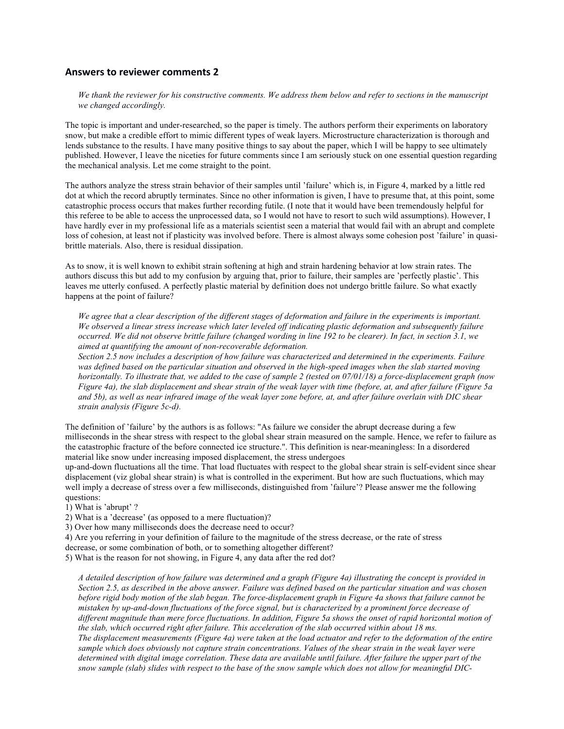## Answers to reviewer comments 2

*We thank the reviewer for his constructive comments. We address them below and refer to sections in the manuscript we changed accordingly.*

The topic is important and under-researched, so the paper is timely. The authors perform their experiments on laboratory snow, but make a credible effort to mimic different types of weak layers. Microstructure characterization is thorough and lends substance to the results. I have many positive things to say about the paper, which I will be happy to see ultimately published. However, I leave the niceties for future comments since I am seriously stuck on one essential question regarding the mechanical analysis. Let me come straight to the point.

The authors analyze the stress strain behavior of their samples until 'failure' which is, in Figure 4, marked by a little red dot at which the record abruptly terminates. Since no other information is given, I have to presume that, at this point, some catastrophic process occurs that makes further recording futile. (I note that it would have been tremendously helpful for this referee to be able to access the unprocessed data, so I would not have to resort to such wild assumptions). However, I have hardly ever in my professional life as a materials scientist seen a material that would fail with an abrupt and complete loss of cohesion, at least not if plasticity was involved before. There is almost always some cohesion post 'failure' in quasi-brittle materials. Also, there is residual dissipation.

As to snow, it is well known to exhibit strain softening at high and strain hardening behavior at low strain rates. The authors discuss this but add to my confusion by arguing that, prior to failure, their samples are 'perfectly plastic'. This leaves me utterly confused. A perfectly plastic material by definition does not undergo brittle failure. So what exactly happens at the point of failure?

*We agree that a clear description of the different stages of deformation and failure in the experiments is important. We observed a linear stress increase which later leveled off indicating plastic deformation and subsequently failure occurred. We did not observe brittle failure (changed wording in line 192 to be clearer). In fact, in section 3.1, we aimed at quantifying the amount of non-recoverable deformation.*
*Section 2.5 now includes a description of how failure was characterized and determined in the experiments. Failure was defined based on the particular situation and observed in the high-speed images when the slab started moving horizontally. To illustrate that, we added to the case of sample 2 (tested on 07/01/18) a force-displacement graph (now Figure 4a), the slab displacement and shear strain of the weak layer with time (before, at, and after failure (Figure 5a and 5b), as well as near infrared image of the weak layer zone before, at, and after failure overlain with DIC shear strain analysis (Figure 5c-d).*

The definition of 'failure' by the authors is as follows: "As failure we consider the abrupt decrease during a few milliseconds in the shear stress with respect to the global shear strain measured on the sample. Hence, we refer to failure as the catastrophic fracture of the before connected ice structure.". This definition is near-meaningless: In a disordered material like snow under increasing imposed displacement, the stress undergoes up-and-down fluctuations all the time. That load fluctuates with respect to the global shear strain is self-evident since shear displacement (viz global shear strain) is what is controlled in the experiment. But how are such fluctuations, which may well imply a decrease of stress over a few milliseconds, distinguished from 'failure'? Please answer me the following questions:

1) What is 'abrupt' ?
2) What is a 'decrease' (as opposed to a mere fluctuation)?
3) Over how many milliseconds does the decrease need to occur?
4) Are you referring in your definition of failure to the magnitude of the stress decrease, or the rate of stress decrease, or some combination of both, or to something altogether different?
5) What is the reason for not showing, in Figure 4, any data after the red dot?

*A detailed description of how failure was determined and a graph (Figure 4a) illustrating the concept is provided in Section 2.5, as described in the above answer. Failure was defined based on the particular situation and was chosen before rigid body motion of the slab began. The force-displacement graph in Figure 4a shows that failure cannot be mistaken by up-and-down fluctuations of the force signal, but is characterized by a prominent force decrease of different magnitude than mere force fluctuations. In addition, Figure 5a shows the onset of rapid horizontal motion of the slab, which occurred right after failure. This acceleration of the slab occurred within about 18 ms.*
*The displacement measurements (Figure 4a) were taken at the load actuator and refer to the deformation of the entire sample which does obviously not capture strain concentrations. Values of the shear strain in the weak layer were determined with digital image correlation. These data are available until failure. After failure the upper part of the snow sample (slab) slides with respect to the base of the snow sample which does not allow for meaningful DIC-*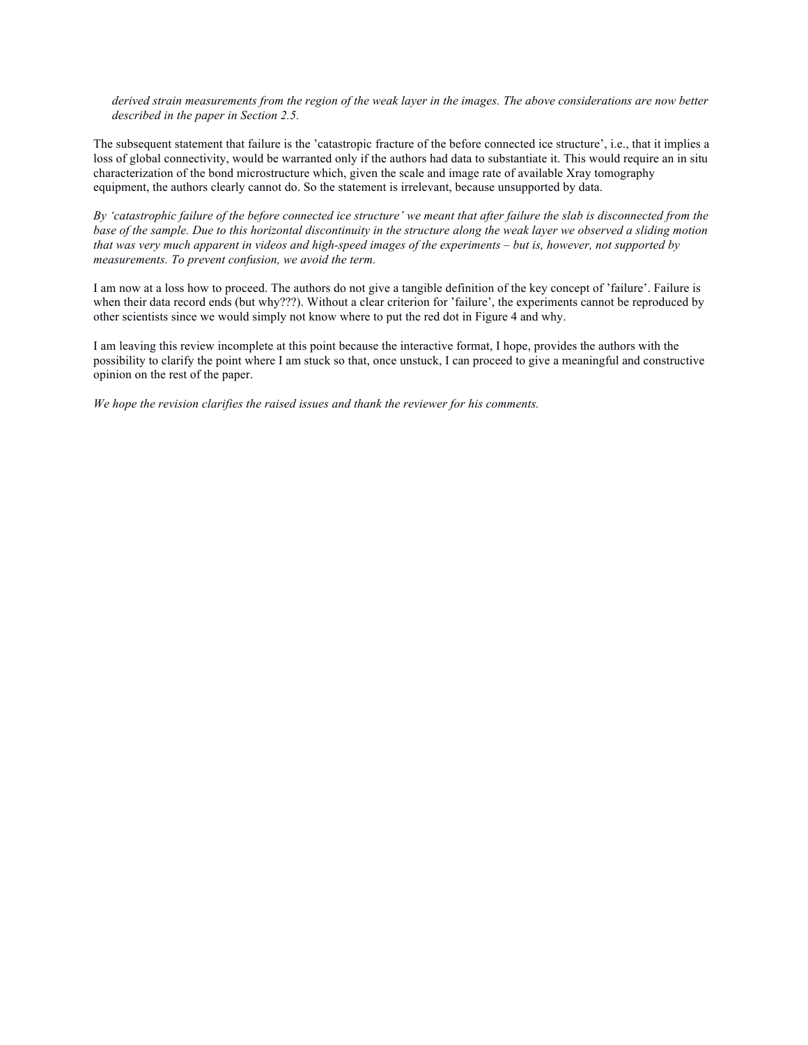*derived strain measurements from the region of the weak layer in the images. The above considerations are now better described in the paper in Section 2.5.*

The subsequent statement that failure is the 'catastropic fracture of the before connected ice structure', i.e., that it implies a loss of global connectivity, would be warranted only if the authors had data to substantiate it. This would require an in situ characterization of the bond microstructure which, given the scale and image rate of available Xray tomography equipment, the authors clearly cannot do. So the statement is irrelevant, because unsupported by data.

*By 'catastrophic failure of the before connected ice structure' we meant that after failure the slab is disconnected from the base of the sample. Due to this horizontal discontinuity in the structure along the weak layer we observed a sliding motion that was very much apparent in videos and high-speed images of the experiments – but is, however, not supported by measurements. To prevent confusion, we avoid the term.*

I am now at a loss how to proceed. The authors do not give a tangible definition of the key concept of 'failure'. Failure is when their data record ends (but why???). Without a clear criterion for 'failure', the experiments cannot be reproduced by other scientists since we would simply not know where to put the red dot in Figure 4 and why.

I am leaving this review incomplete at this point because the interactive format, I hope, provides the authors with the possibility to clarify the point where I am stuck so that, once unstuck, I can proceed to give a meaningful and constructive opinion on the rest of the paper.

*We hope the revision clarifies the raised issues and thank the reviewer for his comments.*